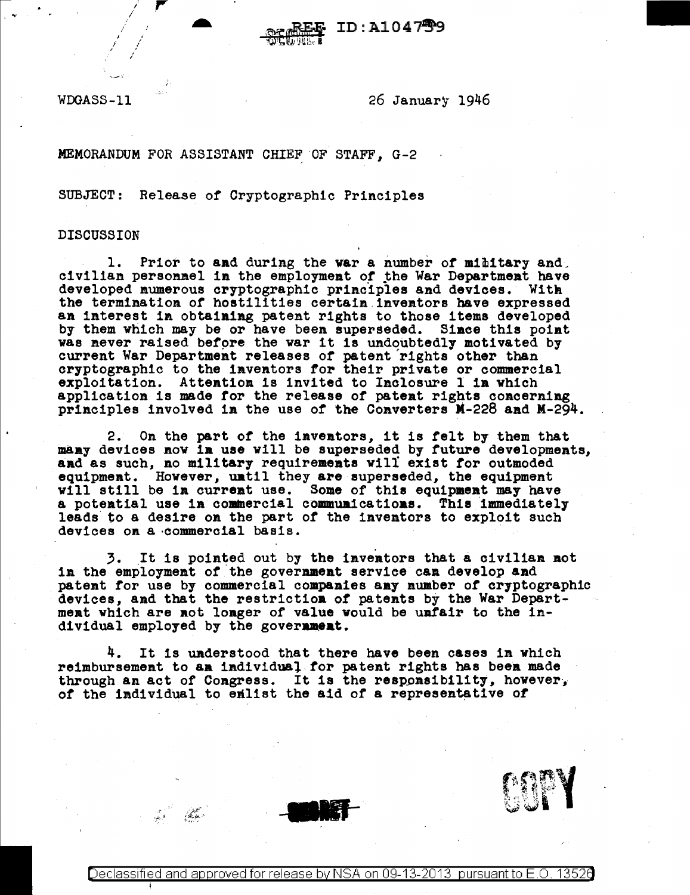WDGASS-11

26 January 1946

MEMORANDUM FOR ASSISTANT CHIEF OF STAFF, G-2

SUBJECT: Release of Cryptographic Principles

DISCUSSION

1. Prior to and during the war a number of military and civilian personnel in the employment of the War Department have developed numerous cryptographic principles and devices. With the termination of hostilities certain inventors have expressed an interest in obtaining patent rights to those items developed by them which may be or have been superseded. Since this point was never raised before the war it is undoubtedly motivated by current War Department releases of patent rights other than cryptographic to the inventors for their private or commercial exploitation. Attention is invited to Inclosure 1 in which application is made for the release of patent rights concerning principles involved in the use of the Converters M-228 and M-294.

2. On the part of the inventors, it is felt by them that many devices now in use will be superseded by future developments, and as such, no military requirements will exist for outmoded equipment. However, until they are superseded, the equipment will still be in current use. Some of this equipment may have a potential use in commercial communications. This immediately leads to a desire on the part of the inventors to exploit such devices on a commercial basis.

3. It is pointed out by the inventors that a civilian not in the employment of the government service can develop and patent for use by commercial companies any number of cryptographic devices, and that the restriction of patents by the War Department which are not longer of value would be unfair to the individual employed by the government.

4. It is understood that there have been cases in which reimbursement to an individual for patent rights has been made through an act of Congress. It is the responsibility, however, of the individual to enlist the aid of a representative of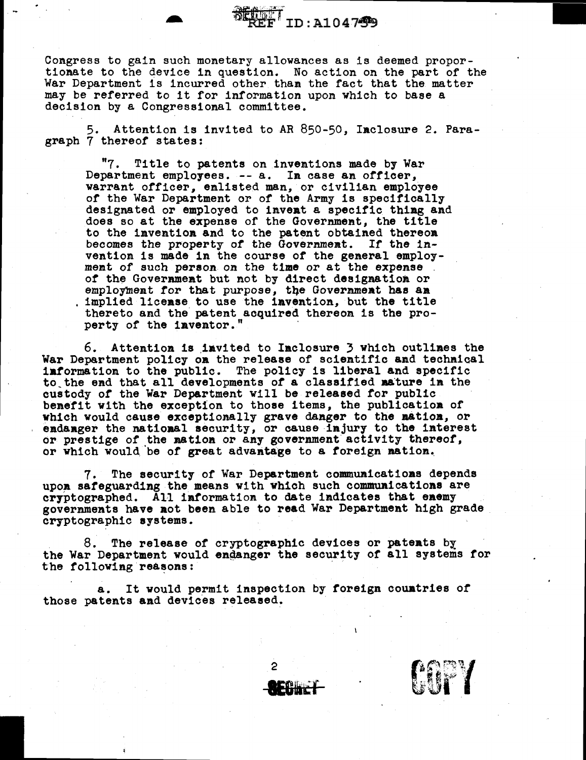Congress to gain such monetary allowances as is deemed proportionate to the device in question. No action on the part of the War Department is incurred other than the fact that the matter may be referred to it for information upon which to base a decision by a Congressional committee.

5. Attention is invited to AR 850-50, Inclosure 2. Paragraph 7 thereof states:

> "7. Title to patents on inventions made by War Department employees. -- a. In case an officer, warrant officer, enlisted man, or civilian employee of the War Department or of the Army is specifically designated or employed to invent a specific thing and does so at the expense of the Government, the title to the invention and to the patent obtained thereon becomes the property of the Government. If the invention is made in the course of the general employment of such person on the time or at the expense of the Government but not by direct designation or employment for that purpose, the Government has an implied license to use the invention, but the title thereto and the patent acquired thereon is the property of the inventor."

6. Attention is invited to Inclosure 3 which outlines the War Department policy on the release of scientific and technical information to the public. The policy is liberal and specific to the end that all developments of a classified nature in the custody of the War Department will be released for public benefit with the exception to those items, the publication of which would cause exceptionally grave danger to the nation, or endanger the national security, or cause injury to the interest or prestige of the nation or any government activity thereof, or which would be of great advantage to a foreign nation.

7. The security of War Department communications depends upon safeguarding the means with which such communications are cryptographed. All information to date indicates that enemy governments have not been able to read War Department high grade cryptographic systems.

8. The release of cryptographic devices or patents by the War Department would endanger the security of all systems for the following reasons:

a. It would permit inspection by foreign countries of those patents and devices released.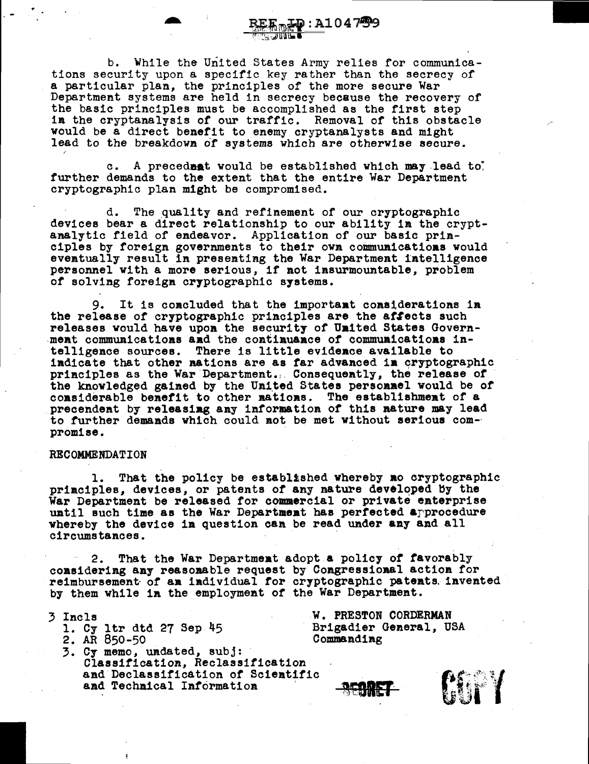b. While the United States Army relies for communications security upon a specific key rather than the secrecy of a particular plan, the principles of the more secure War Department systems are held in secrecy because the recovery of the basic principles must be accomplished as the first step in the cryptanalysis of our traffic. Removal of this obstacle would be a direct benefit to enemy cryptanalysts and might lead to the breakdown of systems which are otherwise secure.

c. A precednat would be established which may lead to further demands to the extent that the entire War Department cryptographic plan might be compromised.

d. The quality and refinement of our cryptographic devices bear a direct relationship to our ability in the cryptanalytic field of endeavor. Application of our basic principles by foreign governments to their own communications would eventually result in presenting the War Department intelligence personnel with a more serious, if not insurmountable, problem of solving foreign cryptographic systems.

9. It is concluded that the important considerations in the release of cryptographic principles are the affects such releases would have upon the security of United States Government communications and the continuance of communications intelligence sources. There is little evidence available to indicate that other nations are as far advanced in cryptographic principles as the War Department. Consequently, the release of the knowledged gained by the United States personnel would be of considerable benefit to other nations. The establishment of a precendent by releasing any information of this nature may lead to further demands which could not be met without serious compromise.

RECOMMENDATION

1. That the policy be established whereby no cryptographic principles, devices, or patents of any nature developed by the War Department be released for commercial or private enterprise until such time as the War Department has perfected a procedure whereby the device in question can be read under any and all circumstances.

2. That the War Department adopt a policy of favorably considering any reasonable request by Congressional action for reimbursement of an individual for cryptographic patents invented by them while in the employment of the War Department.

3 Incls
1. Cy ltr dtd 27 Sep 45
2. AR 850-50
3. Cy memo, undated, subj: Classification, Reclassification and Declassification of Scientific and Technical Information

W. PRESTON CORDERMAN
Brigadier General, USA
Commanding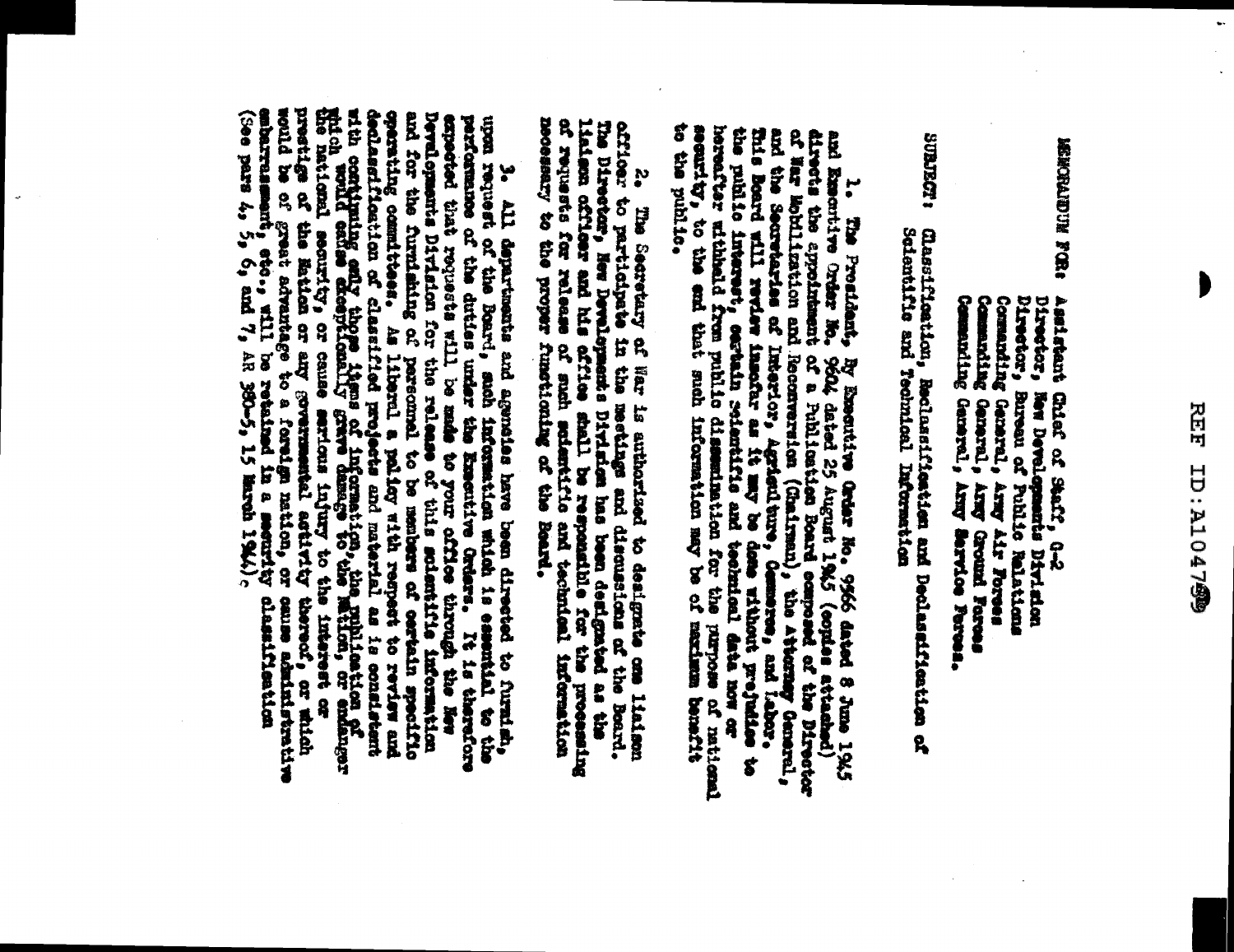MEMORANDUM FOR: Assistant Chief of Staff, G-2
Director, New Developments Division
Director, Bureau of Public Relations
Commanding General, Army Air Forces
Commanding General, Army Ground Forces
Commanding General, Army Service Forces.

SUBJECT: Classification, Reclassification and Declassification of Scientific and Technical Information

1. The President, by Executive Order No. 9566 dated 8 June 1945 and Executive Order No. 9604 dated 25 August 1945 (copies attached) directs the appointment of a Publication Board composed of the Director of War Mobilization and Reconversion (Chairman), the Attorney General, and the Secretaries of Interior, Agriculture, Commerce, and Labor. This Board will review insofar as it may be done without prejudice to the public interest, certain scientific and technical data now or hereafter withheld from public dissemination for the purpose of national security, to the end that such information may be of maximum benefit to the public.

2. The Secretary of War is authorized to designate one liaison officer to participate in the meetings and discussions of the Board. The Director, New Developments Division has been designated as the liaison officer and his office shall be responsible for the processing of requests for release of such scientific and technical information necessary to the proper functioning of the Board.

3. All departments and agencies have been directed to furnish, upon request of the Board, such information which is essential to the performance of the duties under the Executive Orders. It is therefore expected that requests will be made to your office through the New Developments Division for the furnishing of personnel to be members of certain specific and for the release of this scientific information operating committees. As liberal a policy with respect to review and declassification of classified projects and material as is consistent with continuing only those items of information, the publication of which would cause exceptionally grave damage to the Nation, or endanger the national security, or cause serious injury to the interest or prestige of the Nation or any governmental activity thereof, or which would be of great advantage to a foreign nation, or cause administrative embarrassment, etc., will be retained in a security classification (See pars 4, 5, 6, and 7, AR 380-5, 15 March 1944).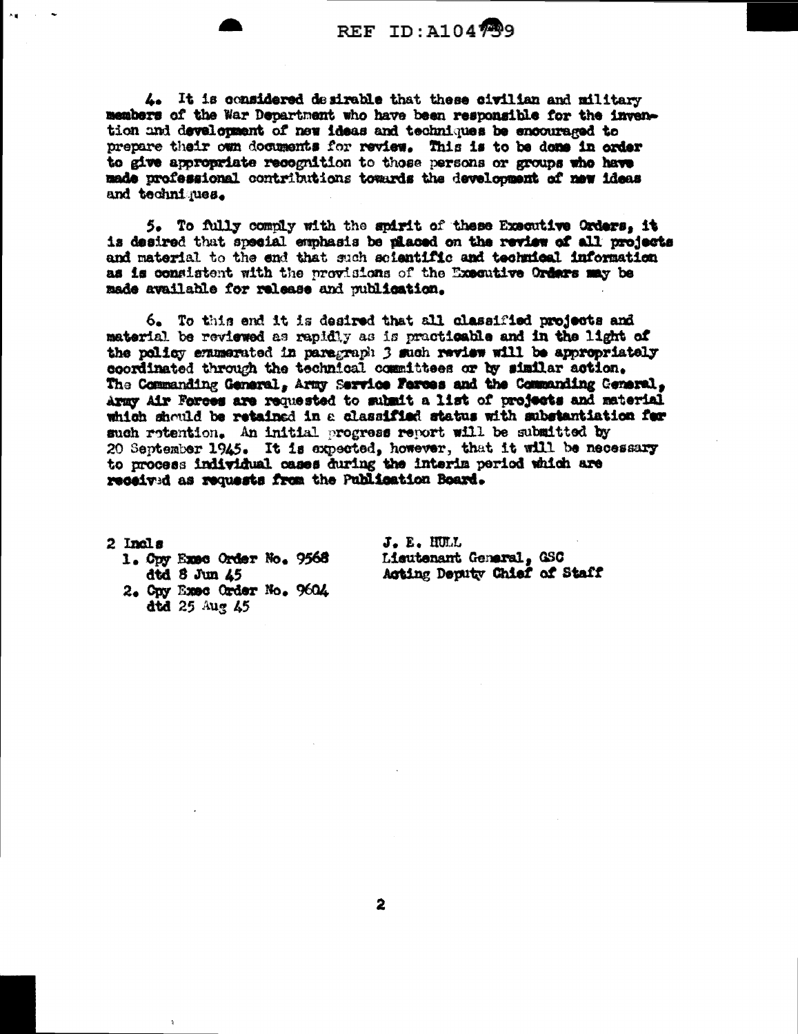4. It is considered desirable that these civilian and military members of the War Department who have been responsible for the invention and development of new ideas and techniques be encouraged to prepare their own documents for review. This is to be done in order to give appropriate recognition to those persons or groups who have made professional contributions towards the development of new ideas and techniques.

5. To fully comply with the spirit of these Executive Orders, it is desired that special emphasis be placed on the review of all projects and material to the end that such scientific and technical information as is consistent with the provisions of the Executive Orders may be made available for release and publication.

6. To this end it is desired that all classified projects and material be reviewed as rapidly as is practicable and in the light of the policy enumerated in paragraph 3 such review will be appropriately coordinated through the technical committees or by similar action. The Commanding General, Army Service Forces and the Commanding General, Army Air Forces are requested to submit a list of projects and material which should be retained in a classified status with substantiation for such retention. An initial progress report will be submitted by 20 September 1945. It is expected, however, that it will be necessary to process individual cases during the interim period which are received as requests from the Publication Board.

2 Incls
1. Cpy Exec Order No. 9568 dtd 8 Jun 45
2. Cpy Exec Order No. 9604 dtd 25 Aug 45

J. E. HULL
Lieutenant General, GSC
Acting Deputy Chief of Staff